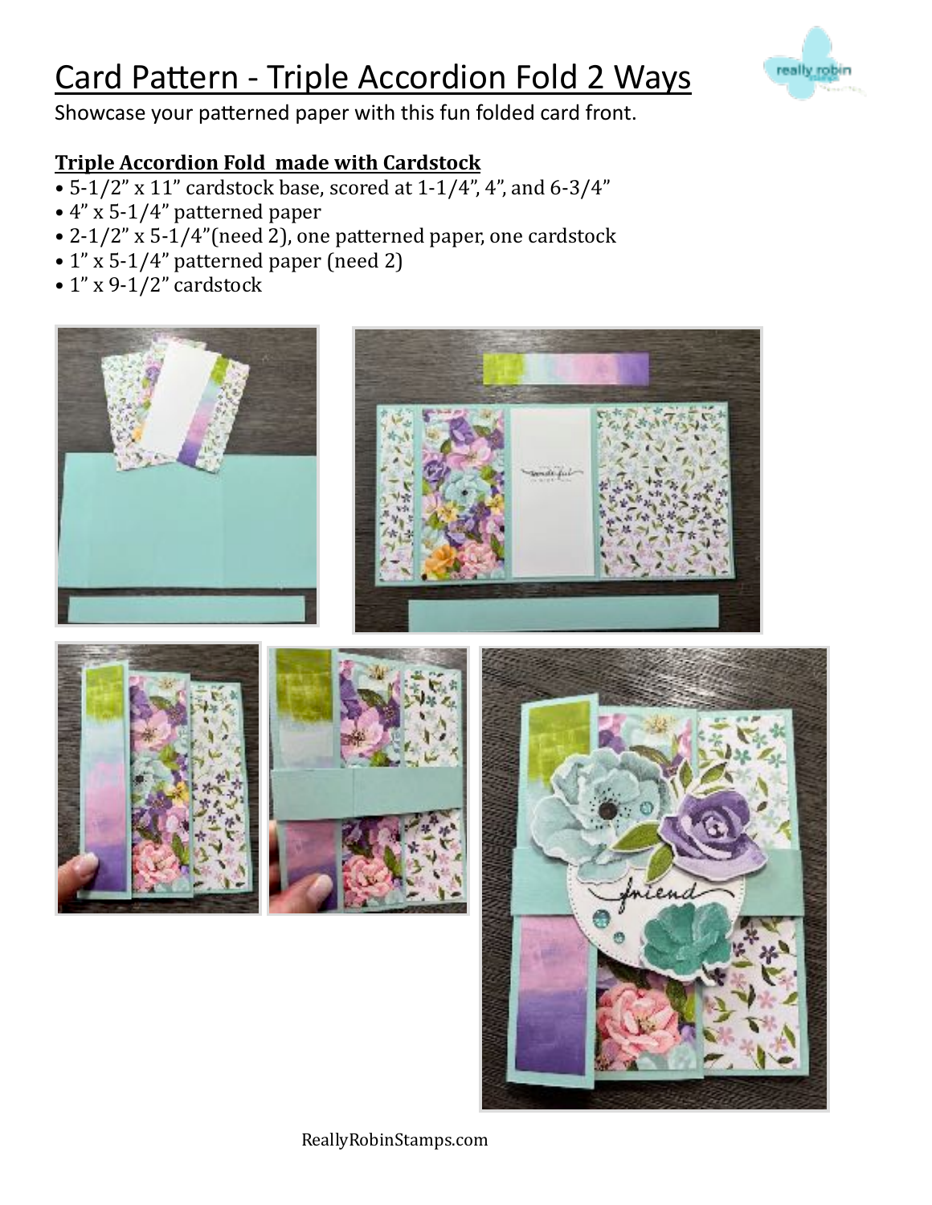# Card Pattern - Triple Accordion Fold 2 Ways

Showcase your patterned paper with this fun folded card front.

**Triple Accordion Fold made with Cardstock**

- 5-1/2" x 11" cardstock base, scored at 1-1/4", 4", and 6-3/4"
- 4" x 5-1/4" patterned paper
- 2-1/2" x 5-1/4"(need 2), one patterned paper, one cardstock
- 1" x 5-1/4" patterned paper (need 2)
- 1" x 9-1/2" cardstock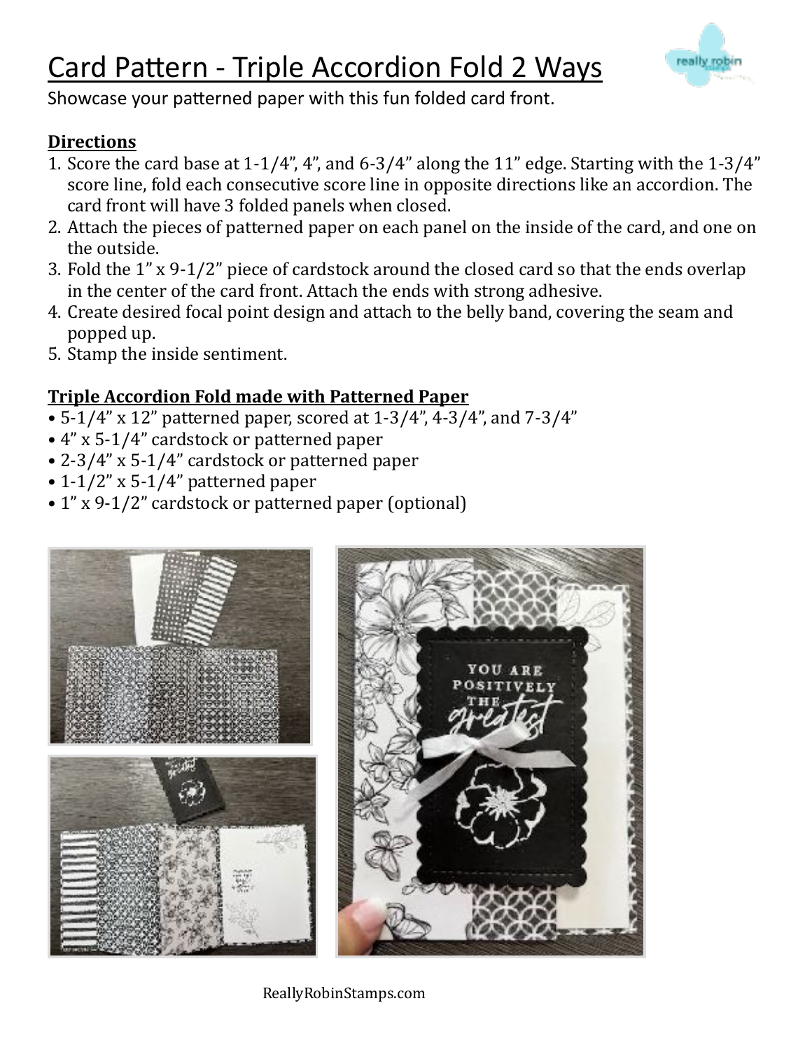# Card Pattern - Triple Accordion Fold 2 Ways

Showcase your patterned paper with this fun folded card front.

**Directions**

1. Score the card base at 1-1/4", 4", and 6-3/4" along the 11" edge. Starting with the 1-3/4" score line, fold each consecutive score line in opposite directions like an accordion. The card front will have 3 folded panels when closed.
2. Attach the pieces of patterned paper on each panel on the inside of the card, and one on the outside.
3. Fold the 1" x 9-1/2" piece of cardstock around the closed card so that the ends overlap in the center of the card front. Attach the ends with strong adhesive.
4. Create desired focal point design and attach to the belly band, covering the seam and popped up.
5. Stamp the inside sentiment.

**Triple Accordion Fold made with Patterned Paper**

- 5-1/4" x 12" patterned paper, scored at 1-3/4", 4-3/4", and 7-3/4"
- 4" x 5-1/4" cardstock or patterned paper
- 2-3/4" x 5-1/4" cardstock or patterned paper
- 1-1/2" x 5-1/4" patterned paper
- 1" x 9-1/2" cardstock or patterned paper (optional)

ReallyRobinStamps.com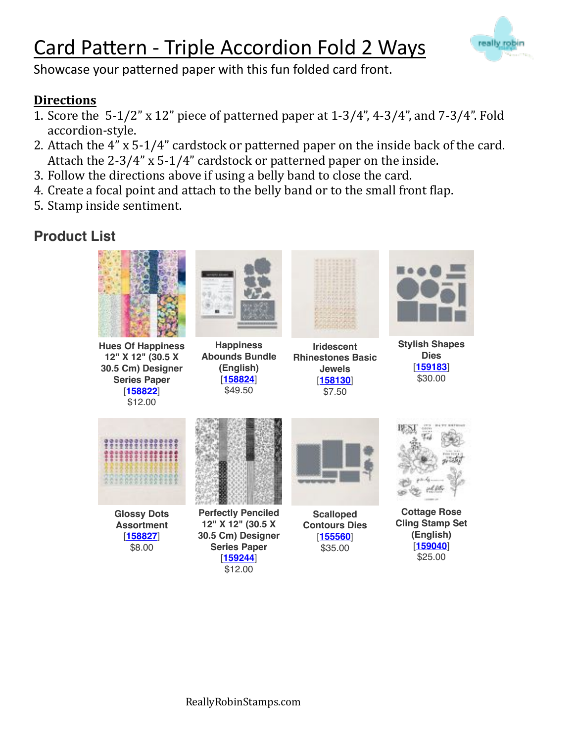# Card Pattern - Triple Accordion Fold 2 Ways

Showcase your patterned paper with this fun folded card front.

## Directions

1. Score the 5-1/2" x 12" piece of patterned paper at 1-3/4", 4-3/4", and 7-3/4". Fold accordion-style.
2. Attach the 4" x 5-1/4" cardstock or patterned paper on the inside back of the card. Attach the 2-3/4" x 5-1/4" cardstock or patterned paper on the inside.
3. Follow the directions above if using a belly band to close the card.
4. Create a focal point and attach to the belly band or to the small front flap.
5. Stamp inside sentiment.

## Product List

**Hues Of Happiness 12" X 12" (30.5 X 30.5 Cm) Designer Series Paper**
[158822]
$12.00

**Happiness Abounds Bundle (English)**
[158824]
$49.50

**Iridescent Rhinestones Basic Jewels**
[158130]
$7.50

**Stylish Shapes Dies**
[159183]
$30.00

**Glossy Dots Assortment**
[158827]
$8.00

**Perfectly Penciled 12" X 12" (30.5 X 30.5 Cm) Designer Series Paper**
[159244]
$12.00

**Scalloped Contours Dies**
[155560]
$35.00

**Cottage Rose Cling Stamp Set (English)**
[159040]
$25.00

ReallyRobinStamps.com